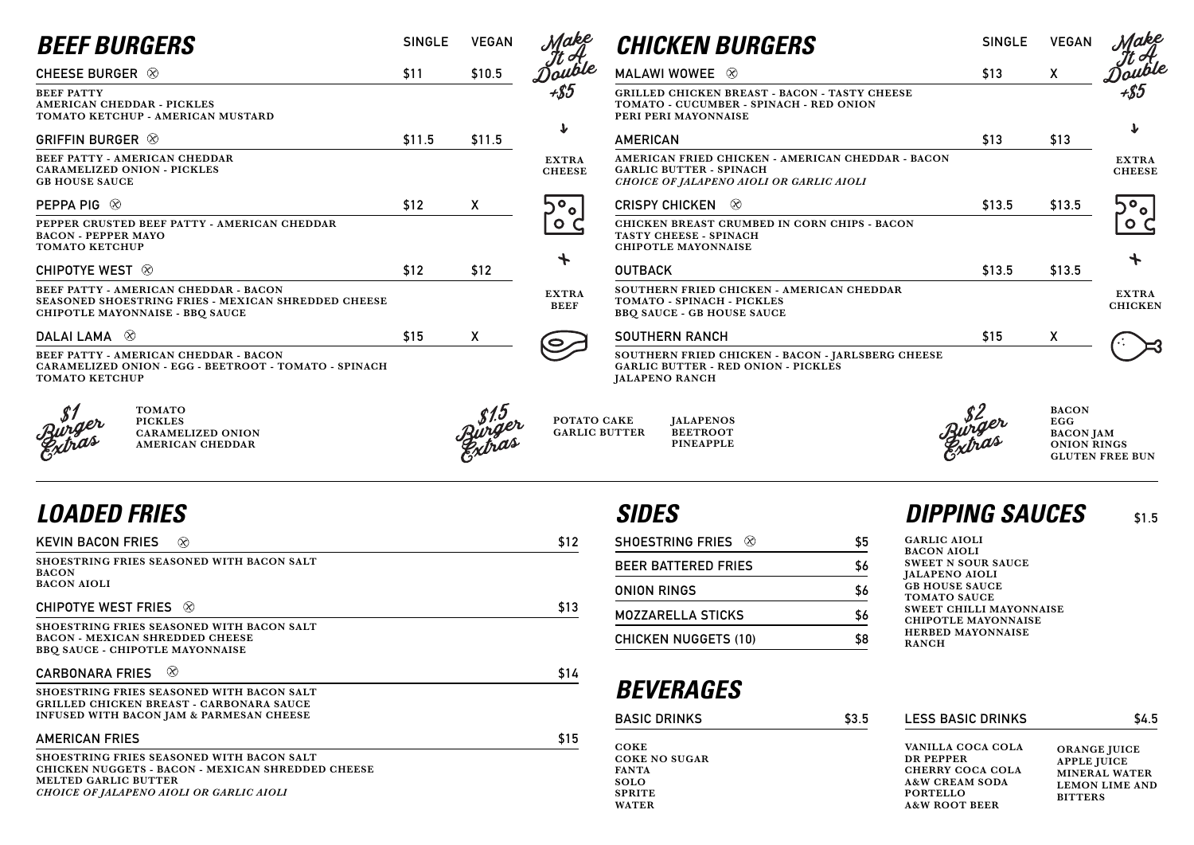## BEEF BURGERS

| | SINGLE | VEGAN |
|---|---|---|
| **CHEESE BURGER** ⊗ | $11 | $10.5 |
| BEEF PATTY - AMERICAN CHEDDAR - PICKLES - TOMATO KETCHUP - AMERICAN MUSTARD | | |
| **GRIFFIN BURGER** ⊗ | $11.5 | $11.5 |
| BEEF PATTY - AMERICAN CHEDDAR - CARAMELIZED ONION - PICKLES - GB HOUSE SAUCE | | |
| **PEPPA PIG** ⊗ | $12 | X |
| PEPPER CRUSTED BEEF PATTY - AMERICAN CHEDDAR - BACON - PEPPER MAYO - TOMATO KETCHUP | | |
| **CHIPOTYE WEST** ⊗ | $12 | $12 |
| BEEF PATTY - AMERICAN CHEDDAR - BACON - SEASONED SHOESTRING FRIES - MEXICAN SHREDDED CHEESE - CHIPOTLE MAYONNAISE - BBQ SAUCE | | |
| **DALAI LAMA** ⊗ | $15 | X |
| BEEF PATTY - AMERICAN CHEDDAR - BACON - CARAMELIZED ONION - EGG - BEETROOT - TOMATO - SPINACH - TOMATO KETCHUP | | |

*Make It A Double +$5* — EXTRA CHEESE + EXTRA BEEF

## CHICKEN BURGERS

| | SINGLE | VEGAN |
|---|---|---|
| **MALAWI WOWEE** ⊗ | $13 | X |
| GRILLED CHICKEN BREAST - BACON - TASTY CHEESE - TOMATO - CUCUMBER - SPINACH - RED ONION - PERI PERI MAYONNAISE | | |
| **AMERICAN** | $13 | $13 |
| AMERICAN FRIED CHICKEN - AMERICAN CHEDDAR - BACON - GARLIC BUTTER - SPINACH - *CHOICE OF JALAPENO AIOLI OR GARLIC AIOLI* | | |
| **CRISPY CHICKEN** ⊗ | $13.5 | $13.5 |
| CHICKEN BREAST CRUMBED IN CORN CHIPS - BACON - TASTY CHEESE - SPINACH - CHIPOTLE MAYONNAISE | | |
| **OUTBACK** | $13.5 | $13.5 |
| SOUTHERN FRIED CHICKEN - AMERICAN CHEDDAR - TOMATO - SPINACH - PICKLES - BBQ SAUCE - GB HOUSE SAUCE | | |
| **SOUTHERN RANCH** | $15 | X |
| SOUTHERN FRIED CHICKEN - BACON - JARLSBERG CHEESE - GARLIC BUTTER - RED ONION - PICKLES - JALAPENO RANCH | | |

*Make It A Double +$5* — EXTRA CHEESE + EXTRA CHICKEN

### $1 Burger Extras
TOMATO, PICKLES, CARAMELIZED ONION, AMERICAN CHEDDAR

### $1.5 Burger Extras
POTATO CAKE, GARLIC BUTTER, JALAPENOS, BEETROOT, PINEAPPLE

### $2 Burger Extras
BACON, EGG, BACON JAM, ONION RINGS, GLUTEN FREE BUN

## LOADED FRIES

| | |
|---|---|
| **KEVIN BACON FRIES** ⊗ | $12 |
| SHOESTRING FRIES SEASONED WITH BACON SALT - BACON - BACON AIOLI | |
| **CHIPOTYE WEST FRIES** ⊗ | $13 |
| SHOESTRING FRIES SEASONED WITH BACON SALT - BACON - MEXICAN SHREDDED CHEESE - BBQ SAUCE - CHIPOTLE MAYONNAISE | |
| **CARBONARA FRIES** ⊗ | $14 |
| SHOESTRING FRIES SEASONED WITH BACON SALT - GRILLED CHICKEN BREAST - CARBONARA SAUCE INFUSED WITH BACON JAM & PARMESAN CHEESE | |
| **AMERICAN FRIES** | $15 |
| SHOESTRING FRIES SEASONED WITH BACON SALT - CHICKEN NUGGETS - BACON - MEXICAN SHREDDED CHEESE - MELTED GARLIC BUTTER - *CHOICE OF JALAPENO AIOLI OR GARLIC AIOLI* | |

## SIDES

| | |
|---|---|
| SHOESTRING FRIES ⊗ | $5 |
| BEER BATTERED FRIES | $6 |
| ONION RINGS | $6 |
| MOZZARELLA STICKS | $6 |
| CHICKEN NUGGETS (10) | $8 |

## DIPPING SAUCES — $1.5

GARLIC AIOLI
BACON AIOLI
SWEET N SOUR SAUCE
JALAPENO AIOLI
GB HOUSE SAUCE
TOMATO SAUCE
SWEET CHILLI MAYONNAISE
CHIPOTLE MAYONNAISE
HERBED MAYONNAISE
RANCH

## BEVERAGES

**BASIC DRINKS — $3.5**

COKE
COKE NO SUGAR
FANTA
SOLO
SPRITE
WATER

**LESS BASIC DRINKS — $4.5**

VANILLA COCA COLA
DR PEPPER
CHERRY COCA COLA
A&W CREAM SODA
PORTELLO
A&W ROOT BEER
ORANGE JUICE
APPLE JUICE
MINERAL WATER
LEMON LIME AND BITTERS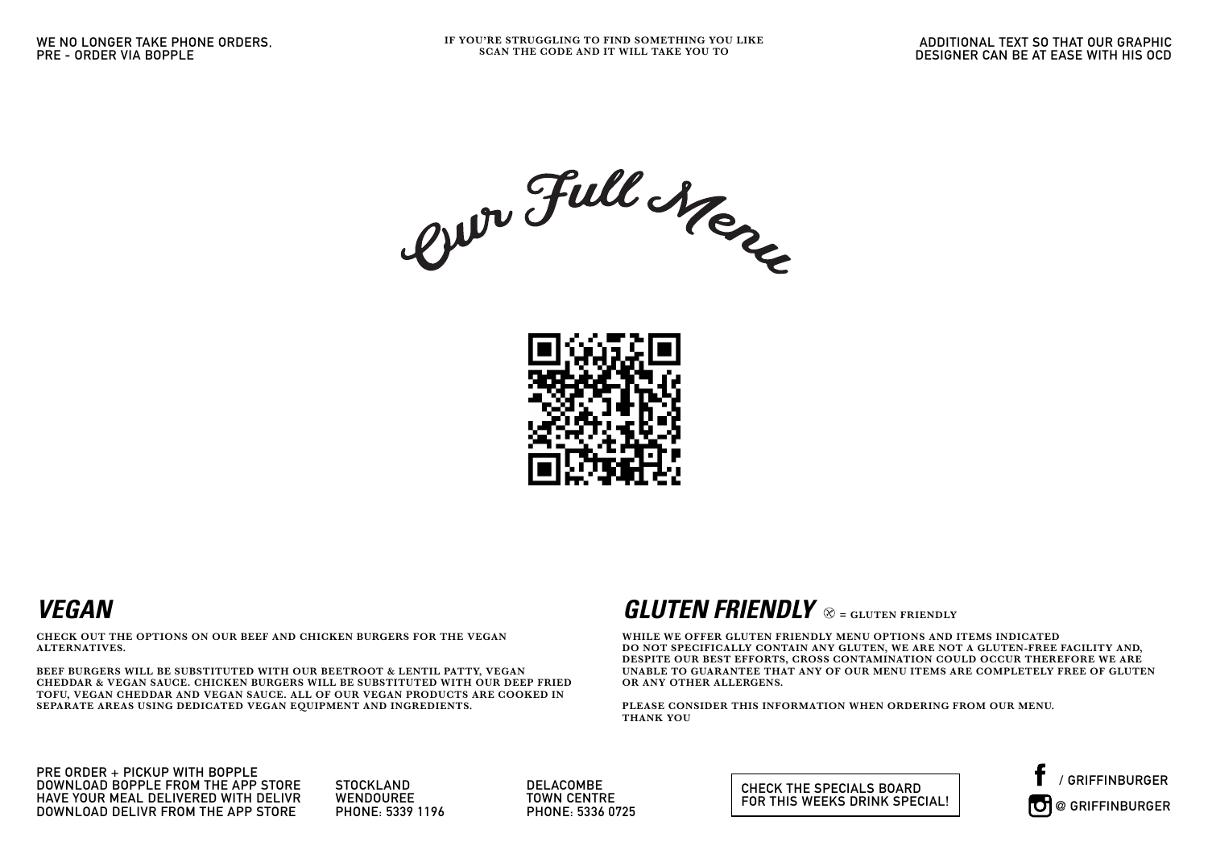WE NO LONGER TAKE PHONE ORDERS, PRE - ORDER VIA BOPPLE

IF YOU'RE STRUGGLING TO FIND SOMETHING YOU LIKE SCAN THE CODE AND IT WILL TAKE YOU TO

ADDITIONAL TEXT SO THAT OUR GRAPHIC DESIGNER CAN BE AT EASE WITH HIS OCD

# Our Full Menu

## *VEGAN*

CHECK OUT THE OPTIONS ON OUR BEEF AND CHICKEN BURGERS FOR THE VEGAN ALTERNATIVES.

BEEF BURGERS WILL BE SUBSTITUTED WITH OUR BEETROOT & LENTIL PATTY, VEGAN CHEDDAR & VEGAN SAUCE. CHICKEN BURGERS WILL BE SUBSTITUTED WITH OUR DEEP FRIED TOFU, VEGAN CHEDDAR AND VEGAN SAUCE. ALL OF OUR VEGAN PRODUCTS ARE COOKED IN SEPARATE AREAS USING DEDICATED VEGAN EQUIPMENT AND INGREDIENTS.

## *GLUTEN FRIENDLY* ⊗ = GLUTEN FRIENDLY

WHILE WE OFFER GLUTEN FRIENDLY MENU OPTIONS AND ITEMS INDICATED DO NOT SPECIFICALLY CONTAIN ANY GLUTEN, WE ARE NOT A GLUTEN-FREE FACILITY AND, DESPITE OUR BEST EFFORTS, CROSS CONTAMINATION COULD OCCUR THEREFORE WE ARE UNABLE TO GUARANTEE THAT ANY OF OUR MENU ITEMS ARE COMPLETELY FREE OF GLUTEN OR ANY OTHER ALLERGENS.

PLEASE CONSIDER THIS INFORMATION WHEN ORDERING FROM OUR MENU.
THANK YOU

PRE ORDER + PICKUP WITH BOPPLE
DOWNLOAD BOPPLE FROM THE APP STORE
HAVE YOUR MEAL DELIVERED WITH DELIVR
DOWNLOAD DELIVR FROM THE APP STORE

STOCKLAND
WENDOUREE
PHONE: 5339 1196

DELACOMBE
TOWN CENTRE
PHONE: 5336 0725

CHECK THE SPECIALS BOARD FOR THIS WEEKS DRINK SPECIAL!

/ GRIFFINBURGER
@ GRIFFINBURGER